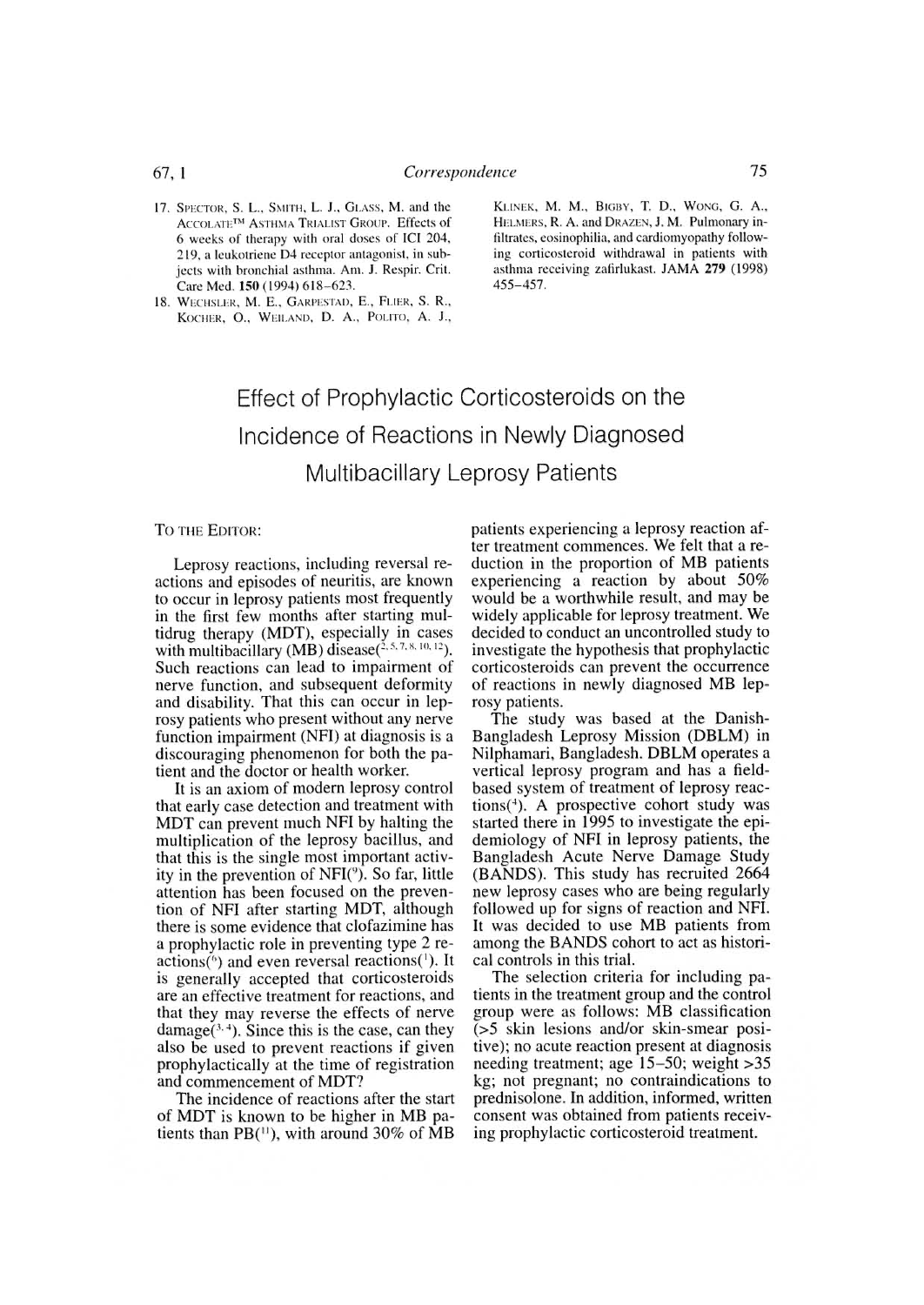17. Spector, S. L., Smith, L. J., Glass, M. and the Accolate™ Asthma Trialist Group. Effects of 6 weeks of therapy with oral doses of ICI 204, 219, a leukotriene D4 receptor antagonist, in subjects with bronchial asthma. Am. J. Respir. Crit. Care Med. **150** (1994) 618–623.
18. Wechsler, M. E., Garpestad, E., Flier, S. R., Kocher, O., Weiland, D. A., Polito, A. J., Klinek, M. M., Bigby, T. D., Wong, G. A., Helmers, R. A. and Drazen, J. M. Pulmonary infiltrates, eosinophilia, and cardiomyopathy following corticosteroid withdrawal in patients with asthma receiving zafirlukast. JAMA **279** (1998) 455–457.

# Effect of Prophylactic Corticosteroids on the Incidence of Reactions in Newly Diagnosed Multibacillary Leprosy Patients

To the Editor:

Leprosy reactions, including reversal reactions and episodes of neuritis, are known to occur in leprosy patients most frequently in the first few months after starting multidrug therapy (MDT), especially in cases with multibacillary (MB) disease[2, 5, 7, 8, 10, 12]. Such reactions can lead to impairment of nerve function, and subsequent deformity and disability. That this can occur in leprosy patients who present without any nerve function impairment (NFI) at diagnosis is a discouraging phenomenon for both the patient and the doctor or health worker.

It is an axiom of modern leprosy control that early case detection and treatment with MDT can prevent much NFI by halting the multiplication of the leprosy bacillus, and that this is the single most important activity in the prevention of NFI[9]. So far, little attention has been focused on the prevention of NFI after starting MDT, although there is some evidence that clofazimine has a prophylactic role in preventing type 2 reactions[6] and even reversal reactions[1]. It is generally accepted that corticosteroids are an effective treatment for reactions, and that they may reverse the effects of nerve damage[3, 4]. Since this is the case, can they also be used to prevent reactions if given prophylactically at the time of registration and commencement of MDT?

The incidence of reactions after the start of MDT is known to be higher in MB patients than PB[11], with around 30% of MB patients experiencing a leprosy reaction after treatment commences. We felt that a reduction in the proportion of MB patients experiencing a reaction by about 50% would be a worthwhile result, and may be widely applicable for leprosy treatment. We decided to conduct an uncontrolled study to investigate the hypothesis that prophylactic corticosteroids can prevent the occurrence of reactions in newly diagnosed MB leprosy patients.

The study was based at the Danish-Bangladesh Leprosy Mission (DBLM) in Nilphamari, Bangladesh. DBLM operates a vertical leprosy program and has a field-based system of treatment of leprosy reactions[4]. A prospective cohort study was started there in 1995 to investigate the epidemiology of NFI in leprosy patients, the Bangladesh Acute Nerve Damage Study (BANDS). This study has recruited 2664 new leprosy cases who are being regularly followed up for signs of reaction and NFI. It was decided to use MB patients from among the BANDS cohort to act as historical controls in this trial.

The selection criteria for including patients in the treatment group and the control group were as follows: MB classification (>5 skin lesions and/or skin-smear positive); no acute reaction present at diagnosis needing treatment; age 15–50; weight >35 kg; not pregnant; no contraindications to prednisolone. In addition, informed, written consent was obtained from patients receiving prophylactic corticosteroid treatment.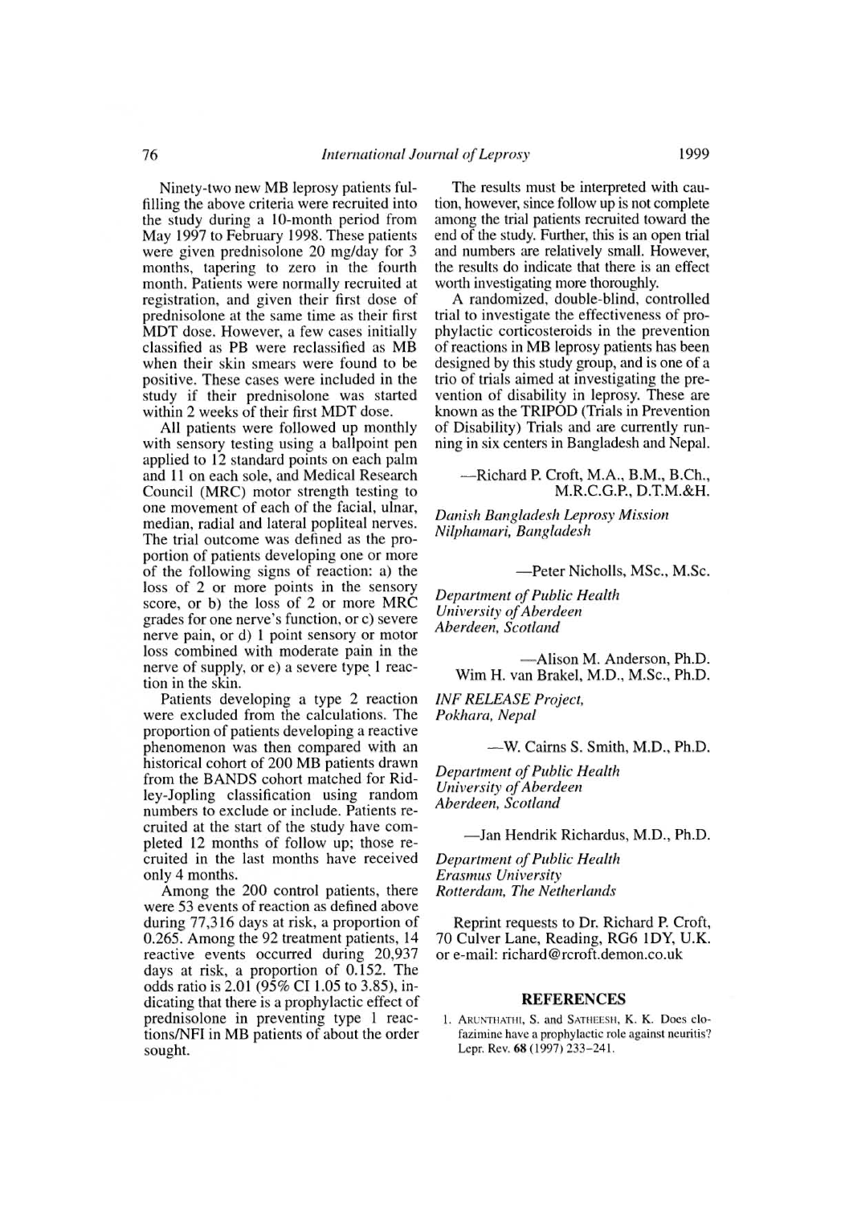Ninety-two new MB leprosy patients fulfilling the above criteria were recruited into the study during a 10-month period from May 1997 to February 1998. These patients were given prednisolone 20 mg/day for 3 months, tapering to zero in the fourth month. Patients were normally recruited at registration, and given their first dose of prednisolone at the same time as their first MDT dose. However, a few cases initially classified as PB were reclassified as MB when their skin smears were found to be positive. These cases were included in the study if their prednisolone was started within 2 weeks of their first MDT dose.

All patients were followed up monthly with sensory testing using a ballpoint pen applied to 12 standard points on each palm and 11 on each sole, and Medical Research Council (MRC) motor strength testing to one movement of each of the facial, ulnar, median, radial and lateral popliteal nerves. The trial outcome was defined as the proportion of patients developing one or more of the following signs of reaction: a) the loss of 2 or more points in the sensory score, or b) the loss of 2 or more MRC grades for one nerve's function, or c) severe nerve pain, or d) 1 point sensory or motor loss combined with moderate pain in the nerve of supply, or e) a severe type 1 reaction in the skin.

Patients developing a type 2 reaction were excluded from the calculations. The proportion of patients developing a reactive phenomenon was then compared with an historical cohort of 200 MB patients drawn from the BANDS cohort matched for Ridley-Jopling classification using random numbers to exclude or include. Patients recruited at the start of the study have completed 12 months of follow up; those recruited in the last months have received only 4 months.

Among the 200 control patients, there were 53 events of reaction as defined above during 77,316 days at risk, a proportion of 0.265. Among the 92 treatment patients, 14 reactive events occurred during 20,937 days at risk, a proportion of 0.152. The odds ratio is 2.01 (95% CI 1.05 to 3.85), indicating that there is a prophylactic effect of prednisolone in preventing type 1 reactions/NFI in MB patients of about the order sought.

The results must be interpreted with caution, however, since follow up is not complete among the trial patients recruited toward the end of the study. Further, this is an open trial and numbers are relatively small. However, the results do indicate that there is an effect worth investigating more thoroughly.

A randomized, double-blind, controlled trial to investigate the effectiveness of prophylactic corticosteroids in the prevention of reactions in MB leprosy patients has been designed by this study group, and is one of a trio of trials aimed at investigating the prevention of disability in leprosy. These are known as the TRIPOD (Trials in Prevention of Disability) Trials and are currently running in six centers in Bangladesh and Nepal.

—Richard P. Croft, M.A., B.M., B.Ch., M.R.C.G.P., D.T.M.&H.

*Danish Bangladesh Leprosy Mission*
*Nilphamari, Bangladesh*

—Peter Nicholls, MSc., M.Sc.

*Department of Public Health*
*University of Aberdeen*
*Aberdeen, Scotland*

—Alison M. Anderson, Ph.D.
Wim H. van Brakel, M.D., M.Sc., Ph.D.

*INF RELEASE Project,*
*Pokhara, Nepal*

—W. Cairns S. Smith, M.D., Ph.D.

*Department of Public Health*
*University of Aberdeen*
*Aberdeen, Scotland*

—Jan Hendrik Richardus, M.D., Ph.D.

*Department of Public Health*
*Erasmus University*
*Rotterdam, The Netherlands*

Reprint requests to Dr. Richard P. Croft, 70 Culver Lane, Reading, RG6 1DY, U.K. or e-mail: richard@rcroft.demon.co.uk

## REFERENCES

1. Arunthathi, S. and Satheesh, K. K. Does clofazimine have a prophylactic role against neuritis? Lepr. Rev. **68** (1997) 233–241.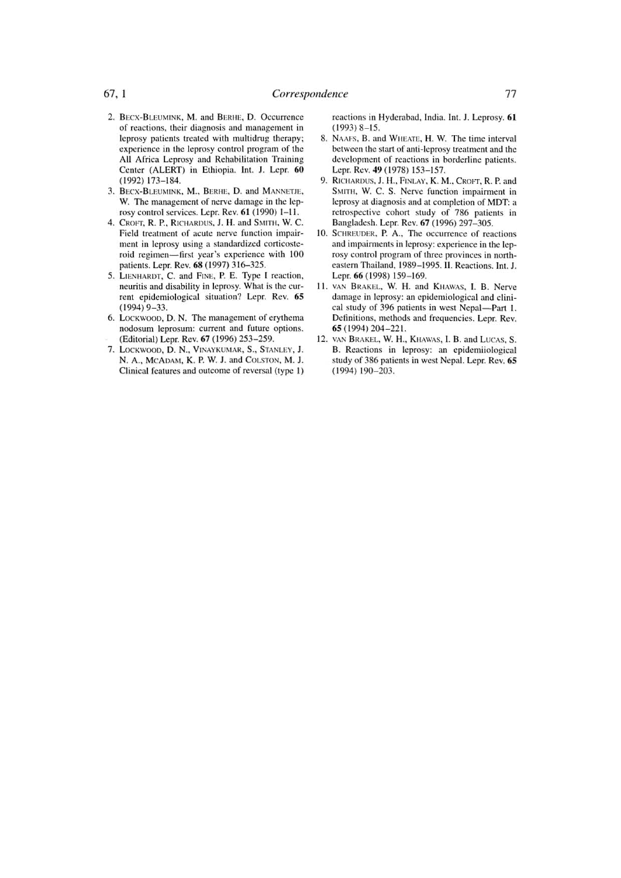2. BECX-BLEUMINK, M. and BERHE, D. Occurrence of reactions, their diagnosis and management in leprosy patients treated with multidrug therapy; experience in the leprosy control program of the All Africa Leprosy and Rehabilitation Training Center (ALERT) in Ethiopia. Int. J. Lepr. **60** (1992) 173–184.
3. BECX-BLEUMINK, M., BERHE, D. and MANNETJE, W. The management of nerve damage in the leprosy control services. Lepr. Rev. **61** (1990) 1–11.
4. CROFT, R. P., RICHARDUS, J. H. and SMITH, W. C. Field treatment of acute nerve function impairment in leprosy using a standardized corticosteroid regimen—first year's experience with 100 patients. Lepr. Rev. **68** (1997) 316–325.
5. LIENHARDT, C. and FINE, P. E. Type I reaction, neuritis and disability in leprosy. What is the current epidemiological situation? Lepr. Rev. **65** (1994) 9–33.
6. LOCKWOOD, D. N. The management of erythema nodosum leprosum: current and future options. (Editorial) Lepr. Rev. **67** (1996) 253–259.
7. LOCKWOOD, D. N., VINAYKUMAR, S., STANLEY, J. N. A., MCADAM, K. P. W. J. and COLSTON, M. J. Clinical features and outcome of reversal (type 1) reactions in Hyderabad, India. Int. J. Leprosy. **61** (1993) 8–15.
8. NAAFS, B. and WHEATE, H. W. The time interval between the start of anti-leprosy treatment and the development of reactions in borderline patients. Lepr. Rev. **49** (1978) 153–157.
9. RICHARDUS, J. H., FINLAY, K. M., CROFT, R. P. and SMITH, W. C. S. Nerve function impairment in leprosy at diagnosis and at completion of MDT: a retrospective cohort study of 786 patients in Bangladesh. Lepr. Rev. **67** (1996) 297–305.
10. SCHREUDER, P. A., The occurrence of reactions and impairments in leprosy: experience in the leprosy control program of three provinces in northeastern Thailand, 1989–1995. II. Reactions. Int. J. Lepr. **66** (1998) 159–169.
11. VAN BRAKEL, W. H. and KHAWAS, I. B. Nerve damage in leprosy: an epidemiological and clinical study of 396 patients in west Nepal—Part 1. Definitions, methods and frequencies. Lepr. Rev. **65** (1994) 204–221.
12. VAN BRAKEL, W. H., KHAWAS, I. B. and LUCAS, S. B. Reactions in leprosy: an epidemiiological study of 386 patients in west Nepal. Lepr. Rev. **65** (1994) 190–203.